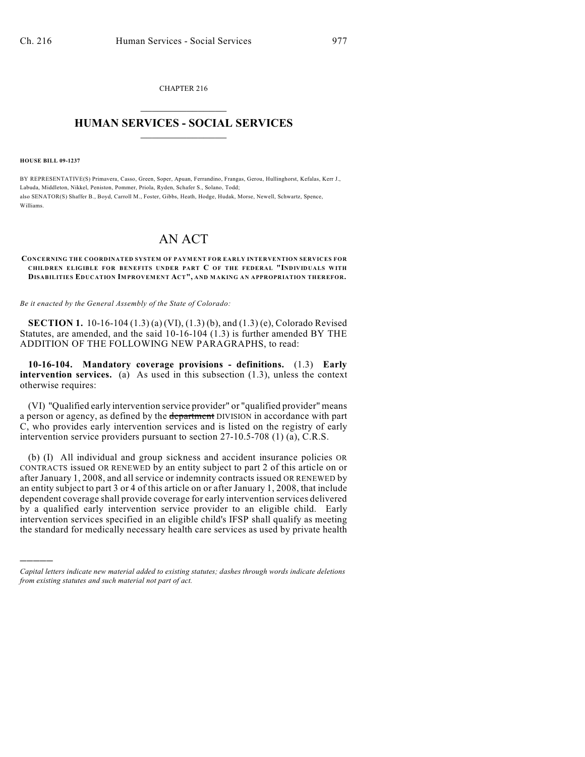CHAPTER 216

# HUMAN SERVICES - SOCIAL SERVICES

**HOUSE BILL 09-1237**

BY REPRESENTATIVE(S) Primavera, Casso, Green, Soper, Apuan, Ferrandino, Frangas, Gerou, Hullinghorst, Kefalas, Kerr J., Labuda, Middleton, Nikkel, Peniston, Pommer, Priola, Ryden, Schafer S., Solano, Todd;
also SENATOR(S) Shaffer B., Boyd, Carroll M., Foster, Gibbs, Heath, Hodge, Hudak, Morse, Newell, Schwartz, Spence, Williams.

# AN ACT

**CONCERNING THE COORDINATED SYSTEM OF PAYMENT FOR EARLY INTERVENTION SERVICES FOR CHILDREN ELIGIBLE FOR BENEFITS UNDER PART C OF THE FEDERAL "INDIVIDUALS WITH DISABILITIES EDUCATION IMPROVEMENT ACT", AND MAKING AN APPROPRIATION THEREFOR.**

*Be it enacted by the General Assembly of the State of Colorado:*

**SECTION 1.** 10-16-104 (1.3) (a) (VI), (1.3) (b), and (1.3) (e), Colorado Revised Statutes, are amended, and the said 10-16-104 (1.3) is further amended BY THE ADDITION OF THE FOLLOWING NEW PARAGRAPHS, to read:

**10-16-104. Mandatory coverage provisions - definitions.** (1.3) **Early intervention services.** (a) As used in this subsection (1.3), unless the context otherwise requires:

(VI) "Qualified early intervention service provider" or "qualified provider" means a person or agency, as defined by the ~~department~~ DIVISION in accordance with part C, who provides early intervention services and is listed on the registry of early intervention service providers pursuant to section 27-10.5-708 (1) (a), C.R.S.

(b) (I) All individual and group sickness and accident insurance policies OR CONTRACTS issued OR RENEWED by an entity subject to part 2 of this article on or after January 1, 2008, and all service or indemnity contracts issued OR RENEWED by an entity subject to part 3 or 4 of this article on or after January 1, 2008, that include dependent coverage shall provide coverage for early intervention services delivered by a qualified early intervention service provider to an eligible child. Early intervention services specified in an eligible child's IFSP shall qualify as meeting the standard for medically necessary health care services as used by private health

---

*Capital letters indicate new material added to existing statutes; dashes through words indicate deletions from existing statutes and such material not part of act.*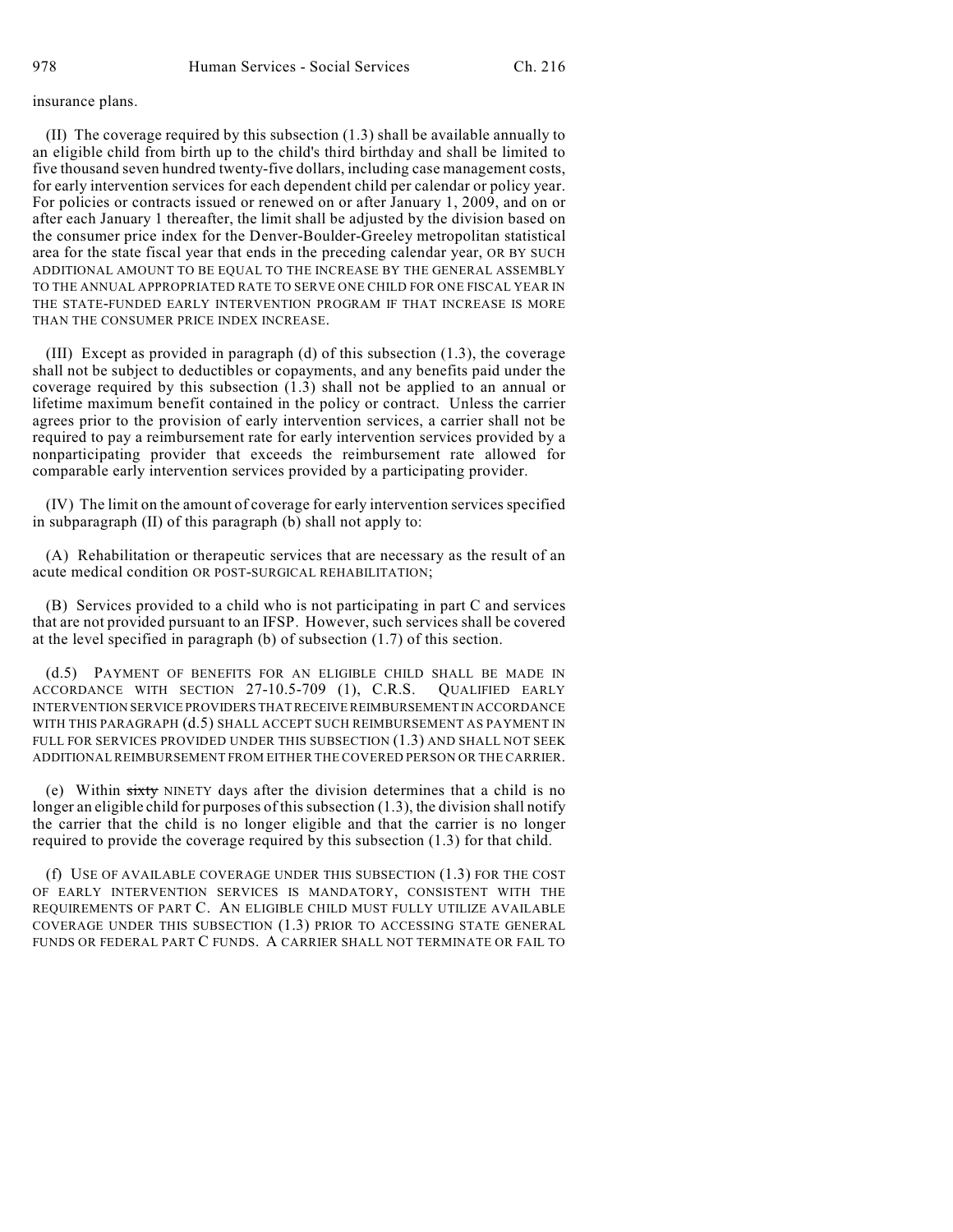insurance plans.

(II) The coverage required by this subsection (1.3) shall be available annually to an eligible child from birth up to the child's third birthday and shall be limited to five thousand seven hundred twenty-five dollars, including case management costs, for early intervention services for each dependent child per calendar or policy year. For policies or contracts issued or renewed on or after January 1, 2009, and on or after each January 1 thereafter, the limit shall be adjusted by the division based on the consumer price index for the Denver-Boulder-Greeley metropolitan statistical area for the state fiscal year that ends in the preceding calendar year, OR BY SUCH ADDITIONAL AMOUNT TO BE EQUAL TO THE INCREASE BY THE GENERAL ASSEMBLY TO THE ANNUAL APPROPRIATED RATE TO SERVE ONE CHILD FOR ONE FISCAL YEAR IN THE STATE-FUNDED EARLY INTERVENTION PROGRAM IF THAT INCREASE IS MORE THAN THE CONSUMER PRICE INDEX INCREASE.

(III) Except as provided in paragraph (d) of this subsection (1.3), the coverage shall not be subject to deductibles or copayments, and any benefits paid under the coverage required by this subsection (1.3) shall not be applied to an annual or lifetime maximum benefit contained in the policy or contract. Unless the carrier agrees prior to the provision of early intervention services, a carrier shall not be required to pay a reimbursement rate for early intervention services provided by a nonparticipating provider that exceeds the reimbursement rate allowed for comparable early intervention services provided by a participating provider.

(IV) The limit on the amount of coverage for early intervention services specified in subparagraph (II) of this paragraph (b) shall not apply to:

(A) Rehabilitation or therapeutic services that are necessary as the result of an acute medical condition OR POST-SURGICAL REHABILITATION;

(B) Services provided to a child who is not participating in part C and services that are not provided pursuant to an IFSP. However, such services shall be covered at the level specified in paragraph (b) of subsection (1.7) of this section.

(d.5) PAYMENT OF BENEFITS FOR AN ELIGIBLE CHILD SHALL BE MADE IN ACCORDANCE WITH SECTION 27-10.5-709 (1), C.R.S. QUALIFIED EARLY INTERVENTION SERVICE PROVIDERS THAT RECEIVE REIMBURSEMENT IN ACCORDANCE WITH THIS PARAGRAPH (d.5) SHALL ACCEPT SUCH REIMBURSEMENT AS PAYMENT IN FULL FOR SERVICES PROVIDED UNDER THIS SUBSECTION (1.3) AND SHALL NOT SEEK ADDITIONAL REIMBURSEMENT FROM EITHER THE COVERED PERSON OR THE CARRIER.

(e) Within ~~sixty~~ NINETY days after the division determines that a child is no longer an eligible child for purposes of this subsection (1.3), the division shall notify the carrier that the child is no longer eligible and that the carrier is no longer required to provide the coverage required by this subsection (1.3) for that child.

(f) USE OF AVAILABLE COVERAGE UNDER THIS SUBSECTION (1.3) FOR THE COST OF EARLY INTERVENTION SERVICES IS MANDATORY, CONSISTENT WITH THE REQUIREMENTS OF PART C. AN ELIGIBLE CHILD MUST FULLY UTILIZE AVAILABLE COVERAGE UNDER THIS SUBSECTION (1.3) PRIOR TO ACCESSING STATE GENERAL FUNDS OR FEDERAL PART C FUNDS. A CARRIER SHALL NOT TERMINATE OR FAIL TO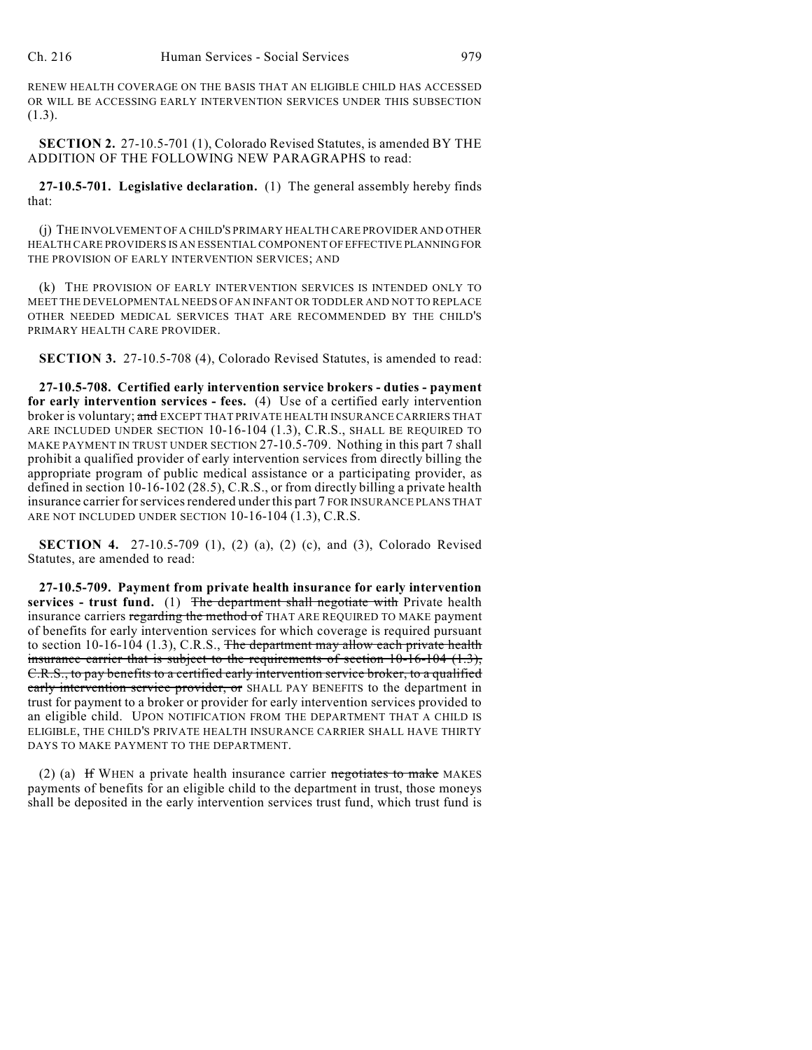RENEW HEALTH COVERAGE ON THE BASIS THAT AN ELIGIBLE CHILD HAS ACCESSED OR WILL BE ACCESSING EARLY INTERVENTION SERVICES UNDER THIS SUBSECTION (1.3).

**SECTION 2.** 27-10.5-701 (1), Colorado Revised Statutes, is amended BY THE ADDITION OF THE FOLLOWING NEW PARAGRAPHS to read:

**27-10.5-701. Legislative declaration.** (1) The general assembly hereby finds that:

(j) THE INVOLVEMENT OF A CHILD'S PRIMARY HEALTH CARE PROVIDER AND OTHER HEALTH CARE PROVIDERS IS AN ESSENTIAL COMPONENT OF EFFECTIVE PLANNING FOR THE PROVISION OF EARLY INTERVENTION SERVICES; AND

(k) THE PROVISION OF EARLY INTERVENTION SERVICES IS INTENDED ONLY TO MEET THE DEVELOPMENTAL NEEDS OF AN INFANT OR TODDLER AND NOT TO REPLACE OTHER NEEDED MEDICAL SERVICES THAT ARE RECOMMENDED BY THE CHILD'S PRIMARY HEALTH CARE PROVIDER.

**SECTION 3.** 27-10.5-708 (4), Colorado Revised Statutes, is amended to read:

**27-10.5-708. Certified early intervention service brokers - duties - payment for early intervention services - fees.** (4) Use of a certified early intervention broker is voluntary; ~~and~~ EXCEPT THAT PRIVATE HEALTH INSURANCE CARRIERS THAT ARE INCLUDED UNDER SECTION 10-16-104 (1.3), C.R.S., SHALL BE REQUIRED TO MAKE PAYMENT IN TRUST UNDER SECTION 27-10.5-709. Nothing in this part 7 shall prohibit a qualified provider of early intervention services from directly billing the appropriate program of public medical assistance or a participating provider, as defined in section 10-16-102 (28.5), C.R.S., or from directly billing a private health insurance carrier for services rendered under this part 7 FOR INSURANCE PLANS THAT ARE NOT INCLUDED UNDER SECTION 10-16-104 (1.3), C.R.S.

**SECTION 4.** 27-10.5-709 (1), (2) (a), (2) (c), and (3), Colorado Revised Statutes, are amended to read:

**27-10.5-709. Payment from private health insurance for early intervention services - trust fund.** (1) ~~The department shall negotiate with~~ Private health insurance carriers ~~regarding the method of~~ THAT ARE REQUIRED TO MAKE payment of benefits for early intervention services for which coverage is required pursuant to section 10-16-104 (1.3), C.R.S., ~~The department may allow each private health insurance carrier that is subject to the requirements of section 10-16-104 (1.3), C.R.S., to pay benefits to a certified early intervention service broker, to a qualified early intervention service provider, or~~ SHALL PAY BENEFITS to the department in trust for payment to a broker or provider for early intervention services provided to an eligible child. UPON NOTIFICATION FROM THE DEPARTMENT THAT A CHILD IS ELIGIBLE, THE CHILD'S PRIVATE HEALTH INSURANCE CARRIER SHALL HAVE THIRTY DAYS TO MAKE PAYMENT TO THE DEPARTMENT.

(2) (a) ~~If~~ WHEN a private health insurance carrier ~~negotiates to make~~ MAKES payments of benefits for an eligible child to the department in trust, those moneys shall be deposited in the early intervention services trust fund, which trust fund is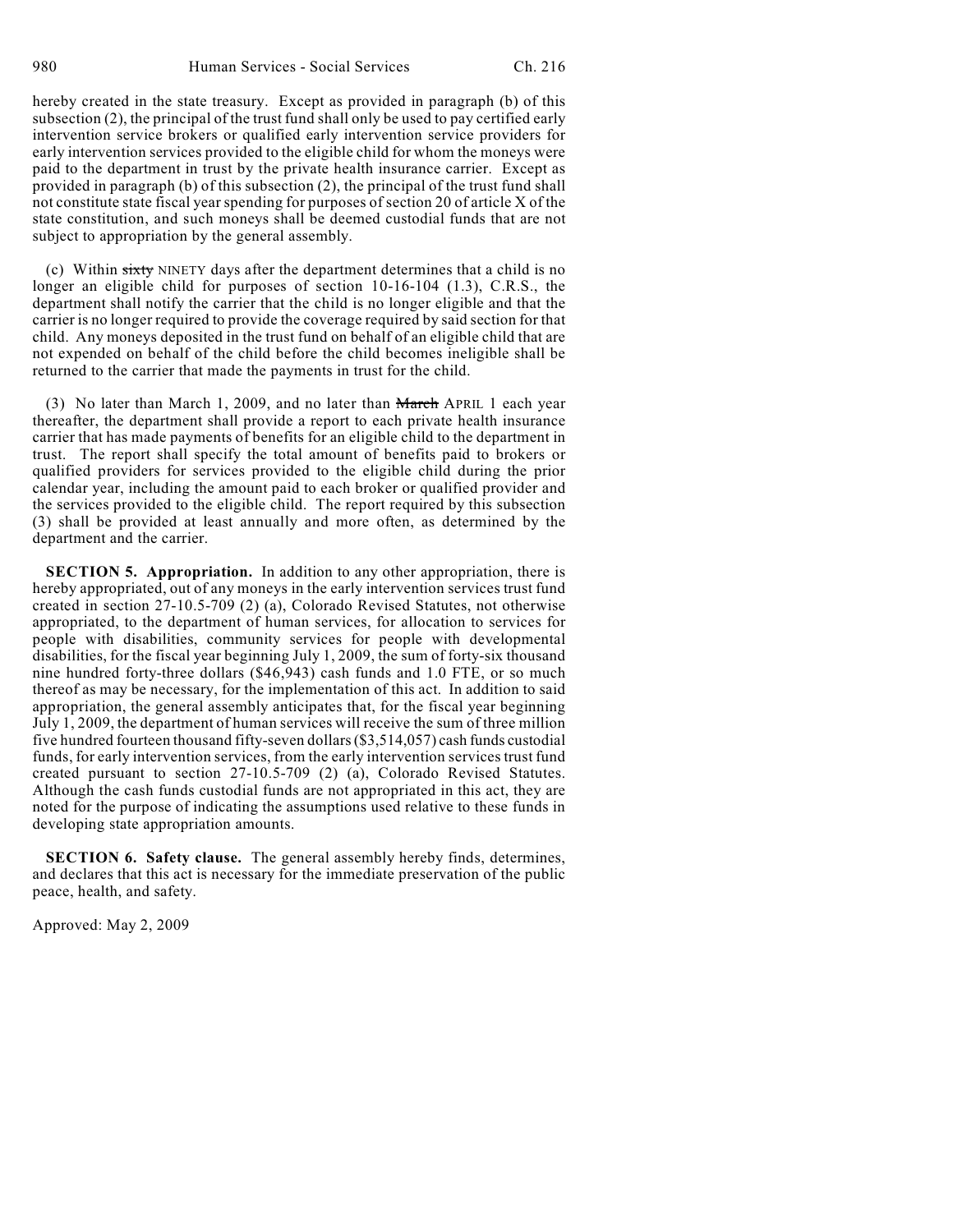hereby created in the state treasury. Except as provided in paragraph (b) of this subsection (2), the principal of the trust fund shall only be used to pay certified early intervention service brokers or qualified early intervention service providers for early intervention services provided to the eligible child for whom the moneys were paid to the department in trust by the private health insurance carrier. Except as provided in paragraph (b) of this subsection (2), the principal of the trust fund shall not constitute state fiscal year spending for purposes of section 20 of article X of the state constitution, and such moneys shall be deemed custodial funds that are not subject to appropriation by the general assembly.

(c) Within ~~sixty~~ NINETY days after the department determines that a child is no longer an eligible child for purposes of section 10-16-104 (1.3), C.R.S., the department shall notify the carrier that the child is no longer eligible and that the carrier is no longer required to provide the coverage required by said section for that child. Any moneys deposited in the trust fund on behalf of an eligible child that are not expended on behalf of the child before the child becomes ineligible shall be returned to the carrier that made the payments in trust for the child.

(3) No later than March 1, 2009, and no later than ~~March~~ APRIL 1 each year thereafter, the department shall provide a report to each private health insurance carrier that has made payments of benefits for an eligible child to the department in trust. The report shall specify the total amount of benefits paid to brokers or qualified providers for services provided to the eligible child during the prior calendar year, including the amount paid to each broker or qualified provider and the services provided to the eligible child. The report required by this subsection (3) shall be provided at least annually and more often, as determined by the department and the carrier.

**SECTION 5. Appropriation.** In addition to any other appropriation, there is hereby appropriated, out of any moneys in the early intervention services trust fund created in section 27-10.5-709 (2) (a), Colorado Revised Statutes, not otherwise appropriated, to the department of human services, for allocation to services for people with disabilities, community services for people with developmental disabilities, for the fiscal year beginning July 1, 2009, the sum of forty-six thousand nine hundred forty-three dollars ($46,943) cash funds and 1.0 FTE, or so much thereof as may be necessary, for the implementation of this act. In addition to said appropriation, the general assembly anticipates that, for the fiscal year beginning July 1, 2009, the department of human services will receive the sum of three million five hundred fourteen thousand fifty-seven dollars ($3,514,057) cash funds custodial funds, for early intervention services, from the early intervention services trust fund created pursuant to section 27-10.5-709 (2) (a), Colorado Revised Statutes. Although the cash funds custodial funds are not appropriated in this act, they are noted for the purpose of indicating the assumptions used relative to these funds in developing state appropriation amounts.

**SECTION 6. Safety clause.** The general assembly hereby finds, determines, and declares that this act is necessary for the immediate preservation of the public peace, health, and safety.

Approved: May 2, 2009